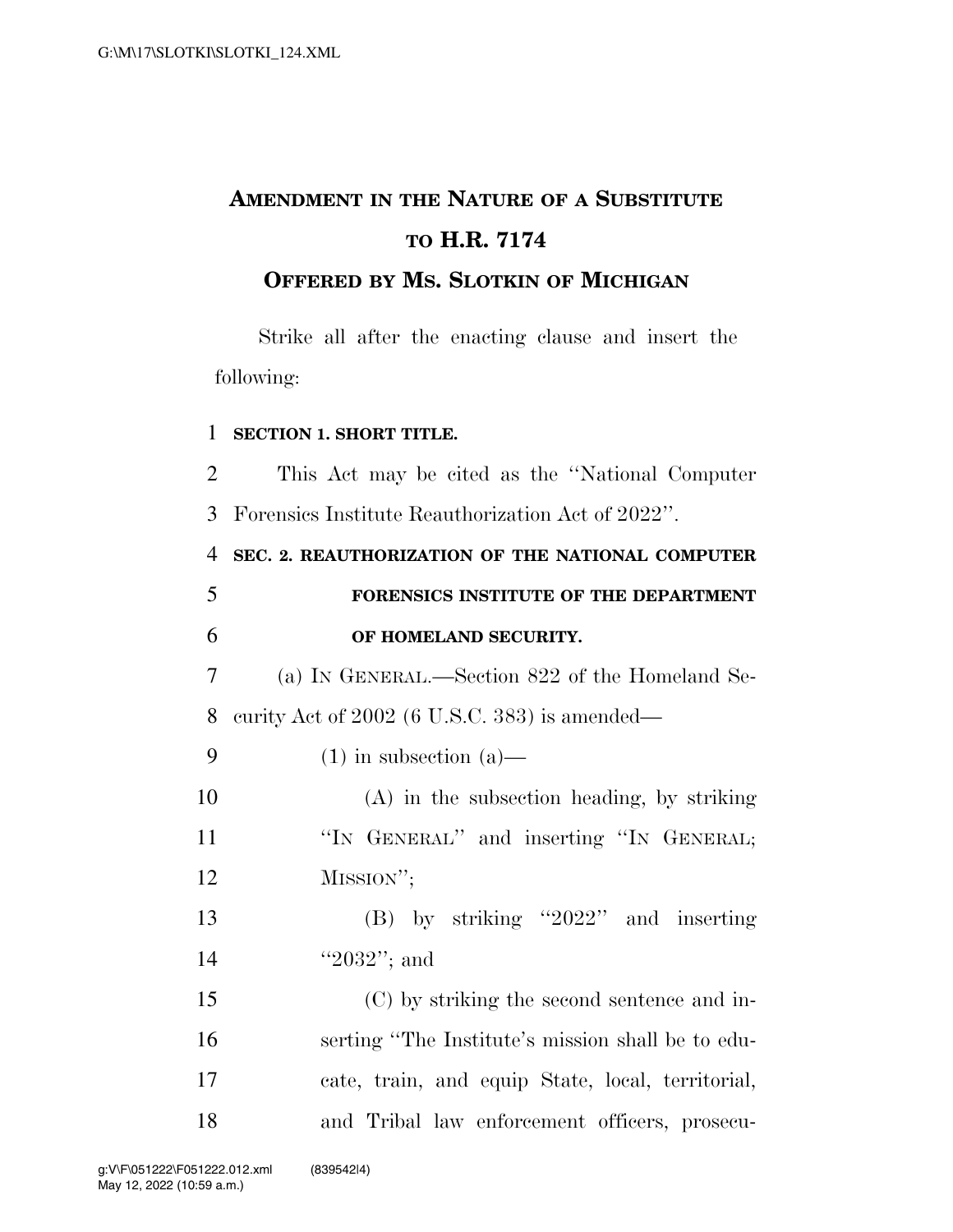# Amendment in the Nature of a Substitute to H.R. 7174

## Offered by Ms. Slotkin of Michigan

Strike all after the enacting clause and insert the following:

**SECTION 1. SHORT TITLE.**

This Act may be cited as the ''National Computer Forensics Institute Reauthorization Act of 2022''.

**SEC. 2. REAUTHORIZATION OF THE NATIONAL COMPUTER FORENSICS INSTITUTE OF THE DEPARTMENT OF HOMELAND SECURITY.**

(a) In General.—Section 822 of the Homeland Security Act of 2002 (6 U.S.C. 383) is amended—

(1) in subsection (a)—

(A) in the subsection heading, by striking ''In General'' and inserting ''In General; Mission'';

(B) by striking ''2022'' and inserting ''2032''; and

(C) by striking the second sentence and inserting ''The Institute's mission shall be to educate, train, and equip State, local, territorial, and Tribal law enforcement officers, prosecu-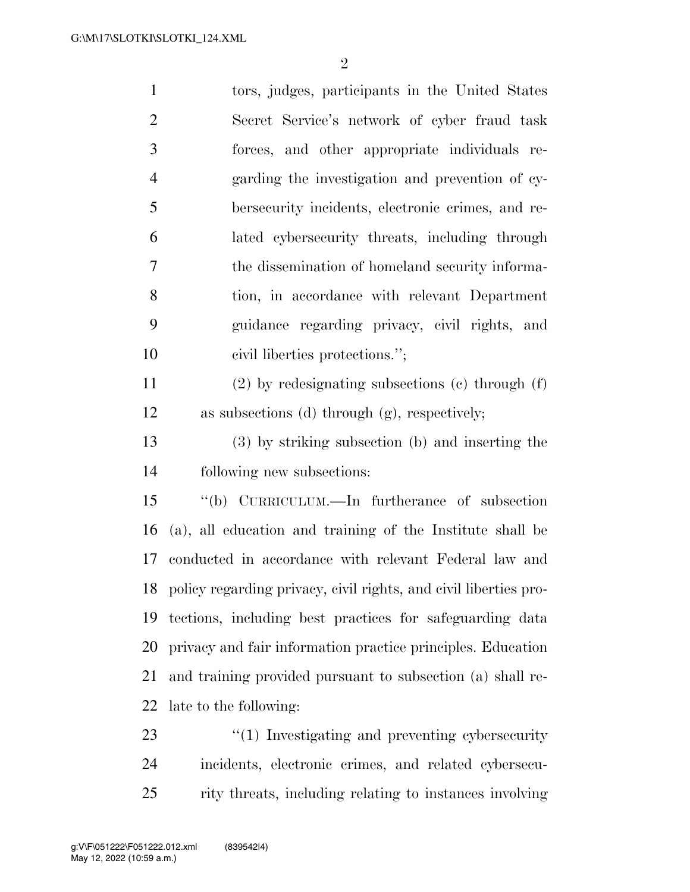tors, judges, participants in the United States Secret Service's network of cyber fraud task forces, and other appropriate individuals regarding the investigation and prevention of cybersecurity incidents, electronic crimes, and related cybersecurity threats, including through the dissemination of homeland security information, in accordance with relevant Department guidance regarding privacy, civil rights, and civil liberties protections.'';

(2) by redesignating subsections (c) through (f) as subsections (d) through (g), respectively;

(3) by striking subsection (b) and inserting the following new subsections:

''(b) CURRICULUM.—In furtherance of subsection (a), all education and training of the Institute shall be conducted in accordance with relevant Federal law and policy regarding privacy, civil rights, and civil liberties protections, including best practices for safeguarding data privacy and fair information practice principles. Education and training provided pursuant to subsection (a) shall relate to the following:

''(1) Investigating and preventing cybersecurity incidents, electronic crimes, and related cybersecurity threats, including relating to instances involving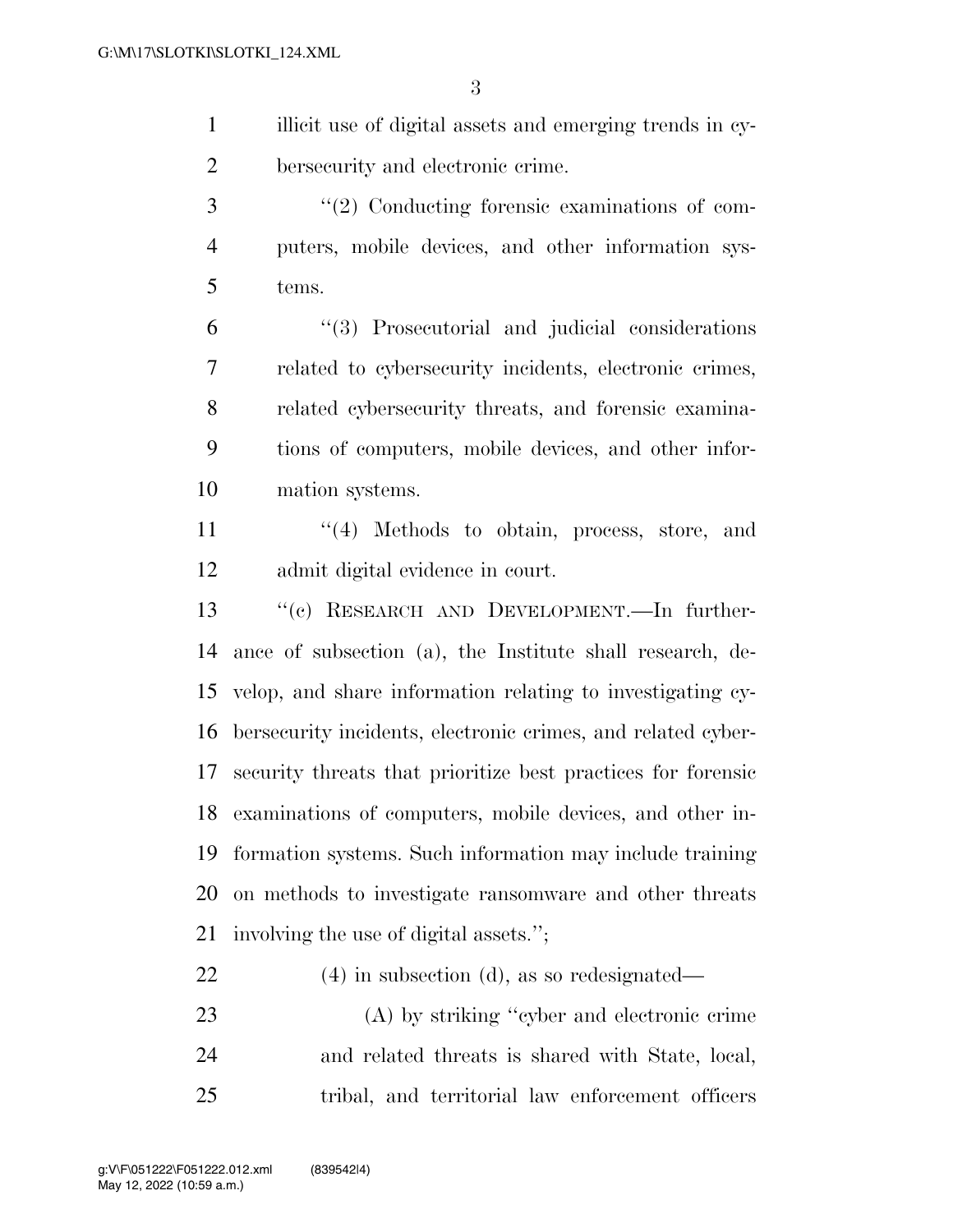illicit use of digital assets and emerging trends in cybersecurity and electronic crime.

"(2) Conducting forensic examinations of computers, mobile devices, and other information systems.

"(3) Prosecutorial and judicial considerations related to cybersecurity incidents, electronic crimes, related cybersecurity threats, and forensic examinations of computers, mobile devices, and other information systems.

"(4) Methods to obtain, process, store, and admit digital evidence in court.

"(c) RESEARCH AND DEVELOPMENT.—In furtherance of subsection (a), the Institute shall research, develop, and share information relating to investigating cybersecurity incidents, electronic crimes, and related cybersecurity threats that prioritize best practices for forensic examinations of computers, mobile devices, and other information systems. Such information may include training on methods to investigate ransomware and other threats involving the use of digital assets.";

(4) in subsection (d), as so redesignated—

(A) by striking "cyber and electronic crime and related threats is shared with State, local, tribal, and territorial law enforcement officers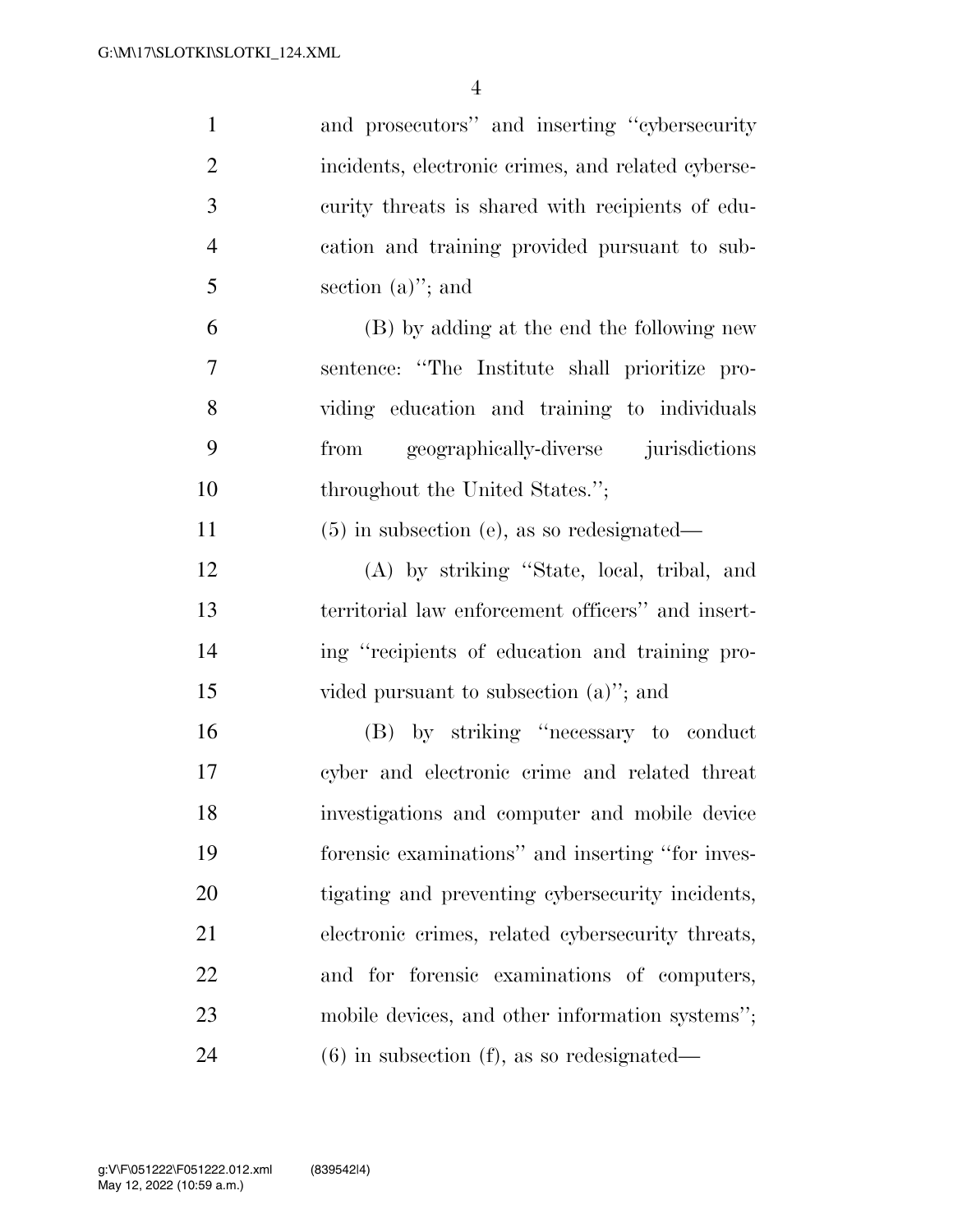and prosecutors'' and inserting ''cybersecurity incidents, electronic crimes, and related cybersecurity threats is shared with recipients of education and training provided pursuant to subsection (a)''; and

(B) by adding at the end the following new sentence: ''The Institute shall prioritize providing education and training to individuals from geographically-diverse jurisdictions throughout the United States.'';

(5) in subsection (e), as so redesignated—

(A) by striking ''State, local, tribal, and territorial law enforcement officers'' and inserting ''recipients of education and training provided pursuant to subsection (a)''; and

(B) by striking ''necessary to conduct cyber and electronic crime and related threat investigations and computer and mobile device forensic examinations'' and inserting ''for investigating and preventing cybersecurity incidents, electronic crimes, related cybersecurity threats, and for forensic examinations of computers, mobile devices, and other information systems'';

(6) in subsection (f), as so redesignated—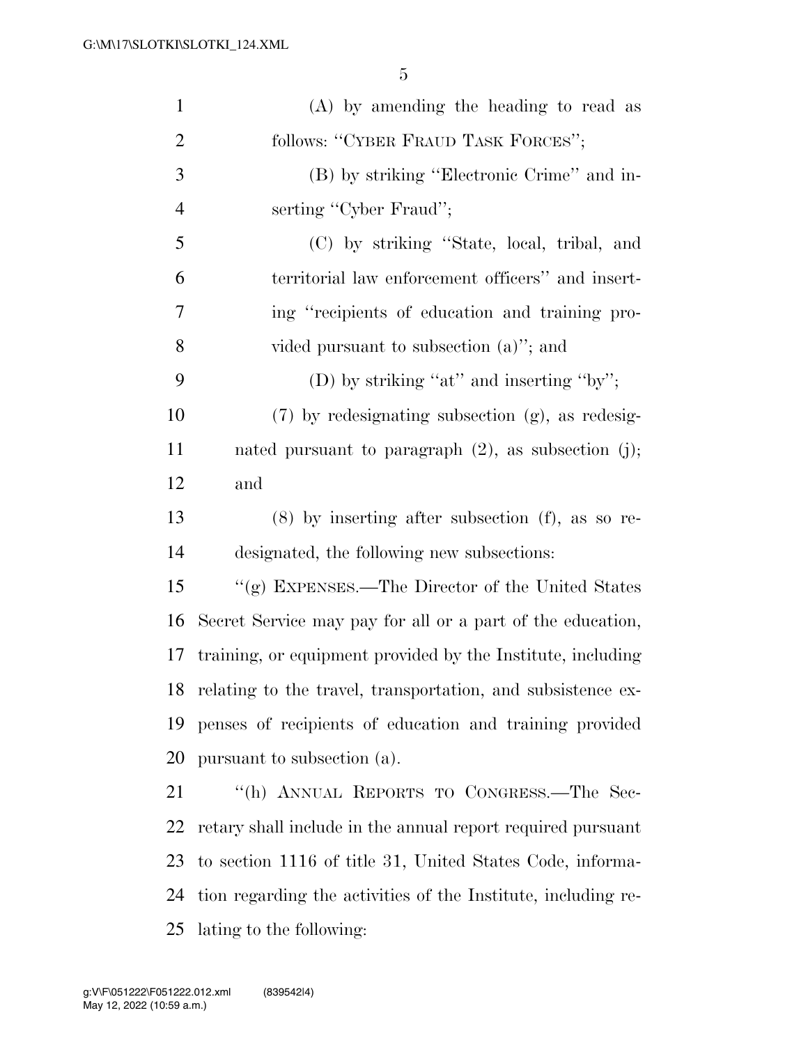(A) by amending the heading to read as follows: "CYBER FRAUD TASK FORCES";

(B) by striking "Electronic Crime" and inserting "Cyber Fraud";

(C) by striking "State, local, tribal, and territorial law enforcement officers" and inserting "recipients of education and training provided pursuant to subsection (a)"; and

(D) by striking "at" and inserting "by";

(7) by redesignating subsection (g), as redesignated pursuant to paragraph (2), as subsection (j); and

(8) by inserting after subsection (f), as so redesignated, the following new subsections:

"(g) EXPENSES.—The Director of the United States Secret Service may pay for all or a part of the education, training, or equipment provided by the Institute, including relating to the travel, transportation, and subsistence expenses of recipients of education and training provided pursuant to subsection (a).

"(h) ANNUAL REPORTS TO CONGRESS.—The Secretary shall include in the annual report required pursuant to section 1116 of title 31, United States Code, information regarding the activities of the Institute, including relating to the following: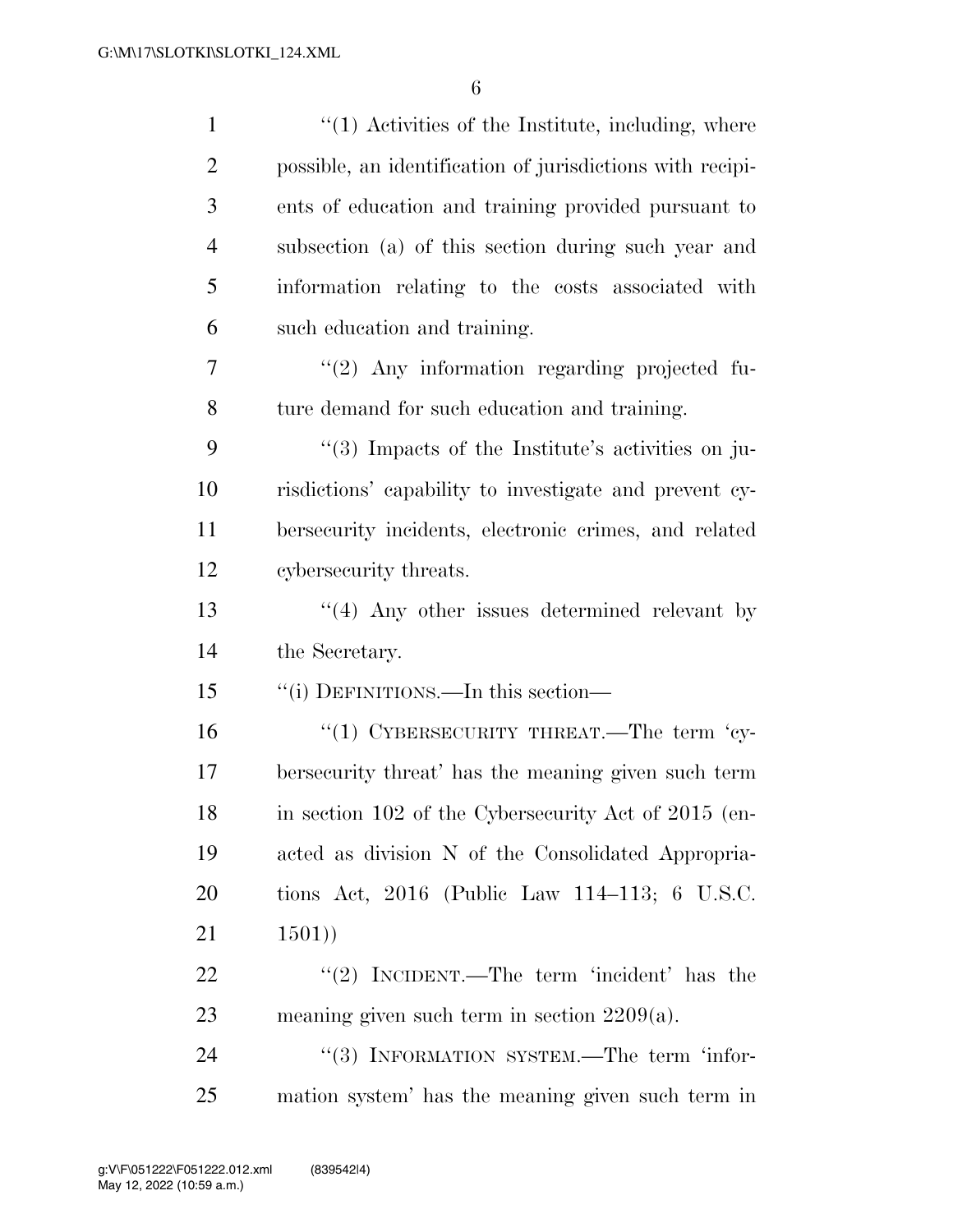"(1) Activities of the Institute, including, where possible, an identification of jurisdictions with recipients of education and training provided pursuant to subsection (a) of this section during such year and information relating to the costs associated with such education and training.

"(2) Any information regarding projected future demand for such education and training.

"(3) Impacts of the Institute's activities on jurisdictions' capability to investigate and prevent cybersecurity incidents, electronic crimes, and related cybersecurity threats.

"(4) Any other issues determined relevant by the Secretary.

"(i) DEFINITIONS.—In this section—

"(1) CYBERSECURITY THREAT.—The term 'cybersecurity threat' has the meaning given such term in section 102 of the Cybersecurity Act of 2015 (enacted as division N of the Consolidated Appropriations Act, 2016 (Public Law 114–113; 6 U.S.C. 1501))

"(2) INCIDENT.—The term 'incident' has the meaning given such term in section 2209(a).

"(3) INFORMATION SYSTEM.—The term 'information system' has the meaning given such term in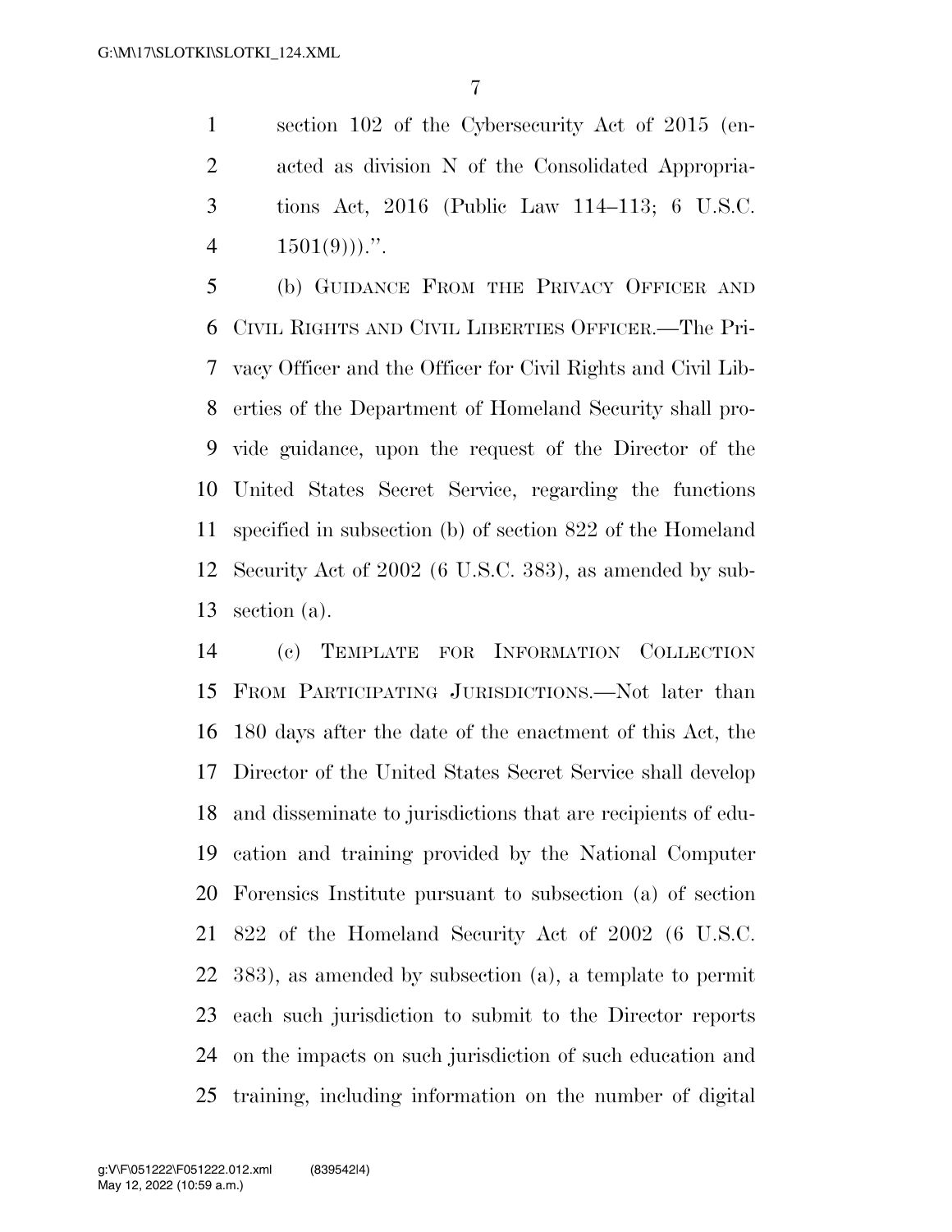section 102 of the Cybersecurity Act of 2015 (enacted as division N of the Consolidated Appropriations Act, 2016 (Public Law 114–113; 6 U.S.C. 1501(9))).''.

(b) GUIDANCE FROM THE PRIVACY OFFICER AND CIVIL RIGHTS AND CIVIL LIBERTIES OFFICER.—The Privacy Officer and the Officer for Civil Rights and Civil Liberties of the Department of Homeland Security shall provide guidance, upon the request of the Director of the United States Secret Service, regarding the functions specified in subsection (b) of section 822 of the Homeland Security Act of 2002 (6 U.S.C. 383), as amended by subsection (a).

(c) TEMPLATE FOR INFORMATION COLLECTION FROM PARTICIPATING JURISDICTIONS.—Not later than 180 days after the date of the enactment of this Act, the Director of the United States Secret Service shall develop and disseminate to jurisdictions that are recipients of education and training provided by the National Computer Forensics Institute pursuant to subsection (a) of section 822 of the Homeland Security Act of 2002 (6 U.S.C. 383), as amended by subsection (a), a template to permit each such jurisdiction to submit to the Director reports on the impacts on such jurisdiction of such education and training, including information on the number of digital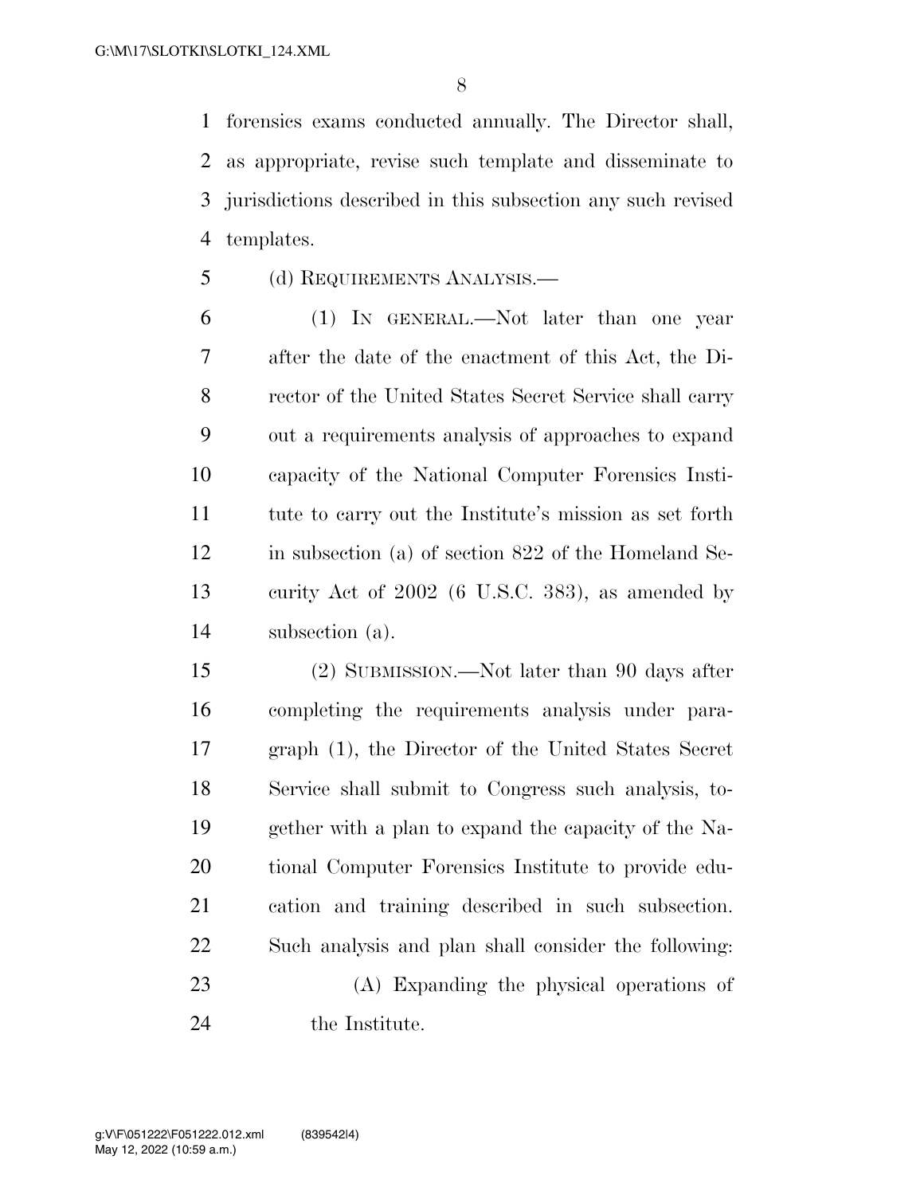forensics exams conducted annually. The Director shall, as appropriate, revise such template and disseminate to jurisdictions described in this subsection any such revised templates.

(d) REQUIREMENTS ANALYSIS.—

(1) IN GENERAL.—Not later than one year after the date of the enactment of this Act, the Director of the United States Secret Service shall carry out a requirements analysis of approaches to expand capacity of the National Computer Forensics Institute to carry out the Institute's mission as set forth in subsection (a) of section 822 of the Homeland Security Act of 2002 (6 U.S.C. 383), as amended by subsection (a).

(2) SUBMISSION.—Not later than 90 days after completing the requirements analysis under paragraph (1), the Director of the United States Secret Service shall submit to Congress such analysis, together with a plan to expand the capacity of the National Computer Forensics Institute to provide education and training described in such subsection. Such analysis and plan shall consider the following:

(A) Expanding the physical operations of the Institute.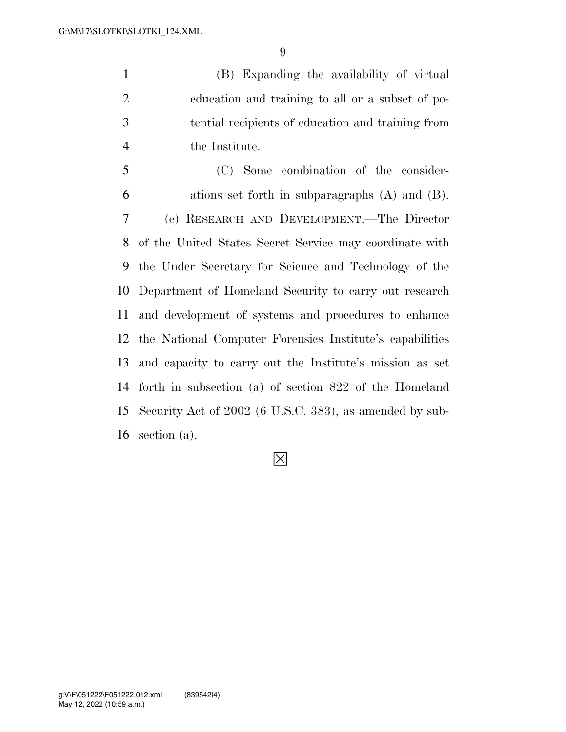(B) Expanding the availability of virtual education and training to all or a subset of potential recipients of education and training from the Institute.

(C) Some combination of the considerations set forth in subparagraphs (A) and (B).

(e) RESEARCH AND DEVELOPMENT.—The Director of the United States Secret Service may coordinate with the Under Secretary for Science and Technology of the Department of Homeland Security to carry out research and development of systems and procedures to enhance the National Computer Forensics Institute's capabilities and capacity to carry out the Institute's mission as set forth in subsection (a) of section 822 of the Homeland Security Act of 2002 (6 U.S.C. 383), as amended by subsection (a).